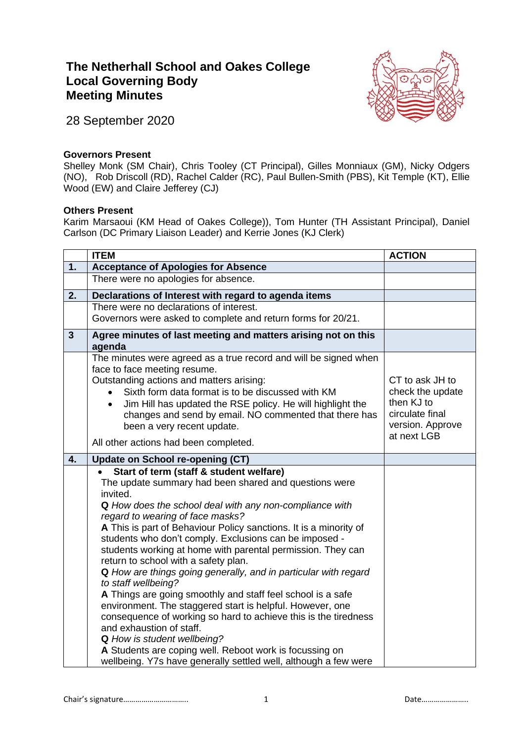# The Netherhall School and Oakes College
# Local Governing Body
# Meeting Minutes

28 September 2020

**Governors Present**
Shelley Monk (SM Chair), Chris Tooley (CT Principal), Gilles Monniaux (GM), Nicky Odgers (NO), Rob Driscoll (RD), Rachel Calder (RC), Paul Bullen-Smith (PBS), Kit Temple (KT), Ellie Wood (EW) and Claire Jefferey (CJ)

**Others Present**
Karim Marsaoui (KM Head of Oakes College)), Tom Hunter (TH Assistant Principal), Daniel Carlson (DC Primary Liaison Leader) and Kerrie Jones (KJ Clerk)

| | ITEM | ACTION |
|---|---|---|
| **1.** | **Acceptance of Apologies for Absence** | |
| | There were no apologies for absence. | |
| **2.** | **Declarations of Interest with regard to agenda items** | |
| | There were no declarations of interest.<br>Governors were asked to complete and return forms for 20/21. | |
| **3** | **Agree minutes of last meeting and matters arising not on this agenda** | |
| | The minutes were agreed as a true record and will be signed when face to face meeting resume.<br>Outstanding actions and matters arising:<br>• Sixth form data format is to be discussed with KM<br>• Jim Hill has updated the RSE policy. He will highlight the changes and send by email. NO commented that there has been a very recent update.<br>All other actions had been completed. | CT to ask JH to check the update then KJ to circulate final version. Approve at next LGB |
| **4.** | **Update on School re-opening (CT)** | |
| | • **Start of term (staff & student welfare)**<br>The update summary had been shared and questions were invited.<br>**Q** *How does the school deal with any non-compliance with regard to wearing of face masks?*<br>**A** This is part of Behaviour Policy sanctions. It is a minority of students who don't comply. Exclusions can be imposed - students working at home with parental permission. They can return to school with a safety plan.<br>**Q** *How are things going generally, and in particular with regard to staff wellbeing?*<br>**A** Things are going smoothly and staff feel school is a safe environment. The staggered start is helpful. However, one consequence of working so hard to achieve this is the tiredness and exhaustion of staff.<br>**Q** *How is student wellbeing?*<br>**A** Students are coping well. Reboot work is focussing on wellbeing. Y7s have generally settled well, although a few were | |

Chair's signature………………………….. Date…………………..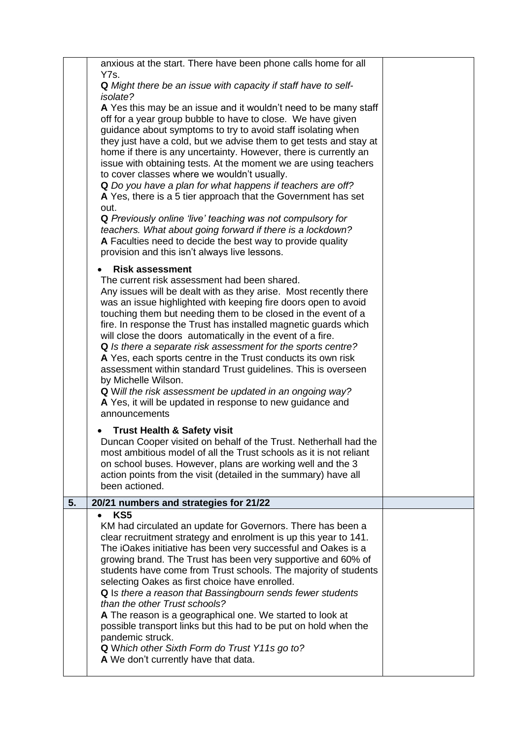| | | |
|---|---|---|
| | anxious at the start. There have been phone calls home for all Y7s.<br>**Q** *Might there be an issue with capacity if staff have to self-isolate?*<br>**A** Yes this may be an issue and it wouldn't need to be many staff off for a year group bubble to have to close. We have given guidance about symptoms to try to avoid staff isolating when they just have a cold, but we advise them to get tests and stay at home if there is any uncertainty. However, there is currently an issue with obtaining tests. At the moment we are using teachers to cover classes where we wouldn't usually.<br>**Q** *Do you have a plan for what happens if teachers are off?*<br>**A** Yes, there is a 5 tier approach that the Government has set out.<br>**Q** *Previously online 'live' teaching was not compulsory for teachers. What about going forward if there is a lockdown?*<br>**A** Faculties need to decide the best way to provide quality provision and this isn't always live lessons.<br><br>• **Risk assessment**<br>The current risk assessment had been shared.<br>Any issues will be dealt with as they arise. Most recently there was an issue highlighted with keeping fire doors open to avoid touching them but needing them to be closed in the event of a fire. In response the Trust has installed magnetic guards which will close the doors automatically in the event of a fire.<br>**Q** *Is there a separate risk assessment for the sports centre?*<br>**A** Yes, each sports centre in the Trust conducts its own risk assessment within standard Trust guidelines. This is overseen by Michelle Wilson.<br>**Q** *Will the risk assessment be updated in an ongoing way?*<br>**A** Yes, it will be updated in response to new guidance and announcements<br><br>• **Trust Health & Safety visit**<br>Duncan Cooper visited on behalf of the Trust. Netherhall had the most ambitious model of all the Trust schools as it is not reliant on school buses. However, plans are working well and the 3 action points from the visit (detailed in the summary) have all been actioned. | |
| **5.** | **20/21 numbers and strategies for 21/22** | |
| | • **KS5**<br>KM had circulated an update for Governors. There has been a clear recruitment strategy and enrolment is up this year to 141. The iOakes initiative has been very successful and Oakes is a growing brand. The Trust has been very supportive and 60% of students have come from Trust schools. The majority of students selecting Oakes as first choice have enrolled.<br>**Q** *Is there a reason that Bassingbourn sends fewer students than the other Trust schools?*<br>**A** The reason is a geographical one. We started to look at possible transport links but this had to be put on hold when the pandemic struck.<br>**Q** *Which other Sixth Form do Trust Y11s go to?*<br>**A** We don't currently have that data. | |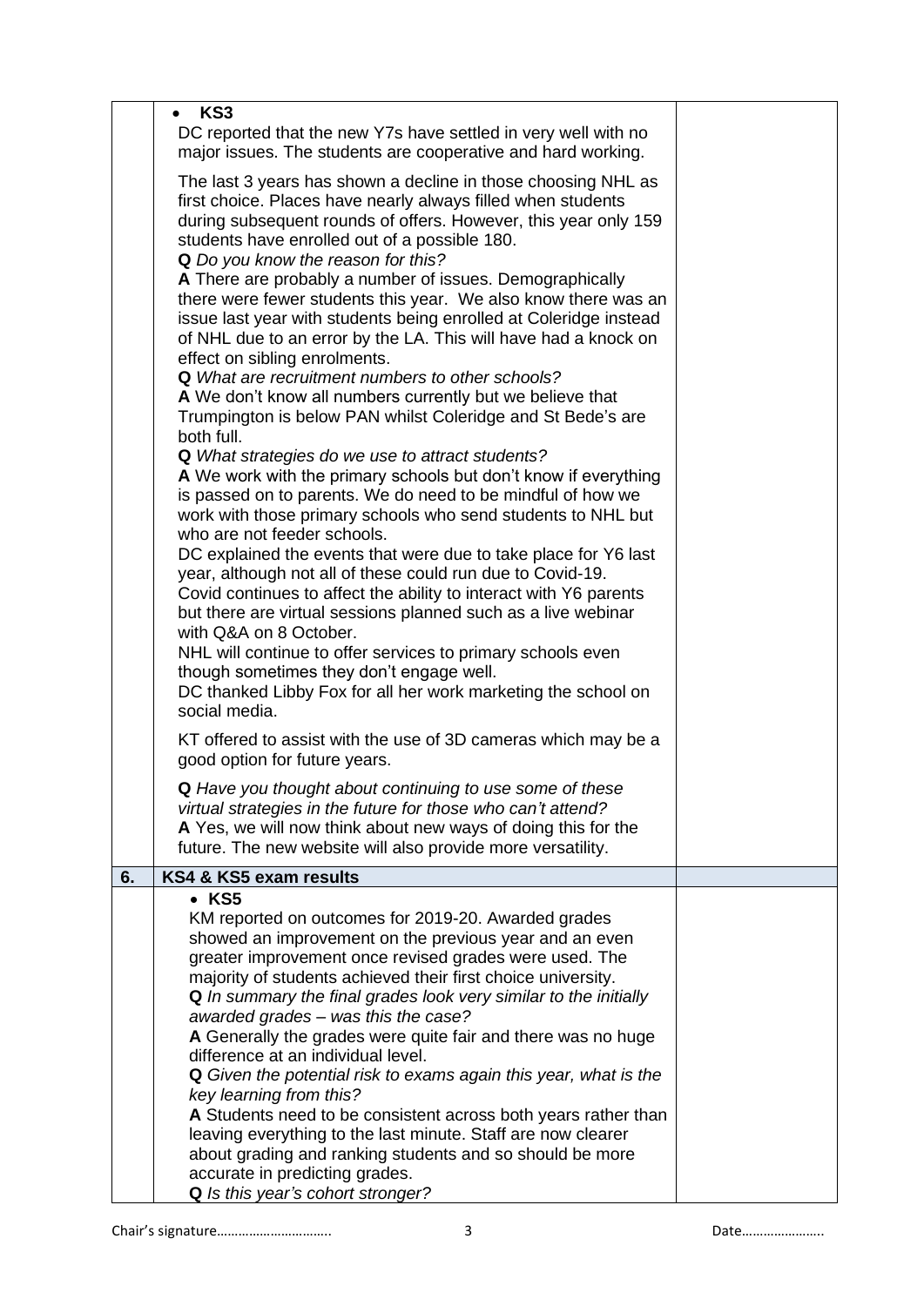- **KS3**

DC reported that the new Y7s have settled in very well with no major issues. The students are cooperative and hard working.

The last 3 years has shown a decline in those choosing NHL as first choice. Places have nearly always filled when students during subsequent rounds of offers. However, this year only 159 students have enrolled out of a possible 180.

**Q** *Do you know the reason for this?*
**A** There are probably a number of issues. Demographically there were fewer students this year. We also know there was an issue last year with students being enrolled at Coleridge instead of NHL due to an error by the LA. This will have had a knock on effect on sibling enrolments.
**Q** *What are recruitment numbers to other schools?*
**A** We don't know all numbers currently but we believe that Trumpington is below PAN whilst Coleridge and St Bede's are both full.
**Q** *What strategies do we use to attract students?*
**A** We work with the primary schools but don't know if everything is passed on to parents. We do need to be mindful of how we work with those primary schools who send students to NHL but who are not feeder schools.
DC explained the events that were due to take place for Y6 last year, although not all of these could run due to Covid-19.
Covid continues to affect the ability to interact with Y6 parents but there are virtual sessions planned such as a live webinar with Q&A on 8 October.
NHL will continue to offer services to primary schools even though sometimes they don't engage well.
DC thanked Libby Fox for all her work marketing the school on social media.

KT offered to assist with the use of 3D cameras which may be a good option for future years.

**Q** *Have you thought about continuing to use some of these virtual strategies in the future for those who can't attend?*
**A** Yes, we will now think about new ways of doing this for the future. The new website will also provide more versatility.

## 6. KS4 & KS5 exam results

- **KS5**

KM reported on outcomes for 2019-20. Awarded grades showed an improvement on the previous year and an even greater improvement once revised grades were used. The majority of students achieved their first choice university.
**Q** *In summary the final grades look very similar to the initially awarded grades – was this the case?*
**A** Generally the grades were quite fair and there was no huge difference at an individual level.
**Q** *Given the potential risk to exams again this year, what is the key learning from this?*
**A** Students need to be consistent across both years rather than leaving everything to the last minute. Staff are now clearer about grading and ranking students and so should be more accurate in predicting grades.
**Q** *Is this year's cohort stronger?*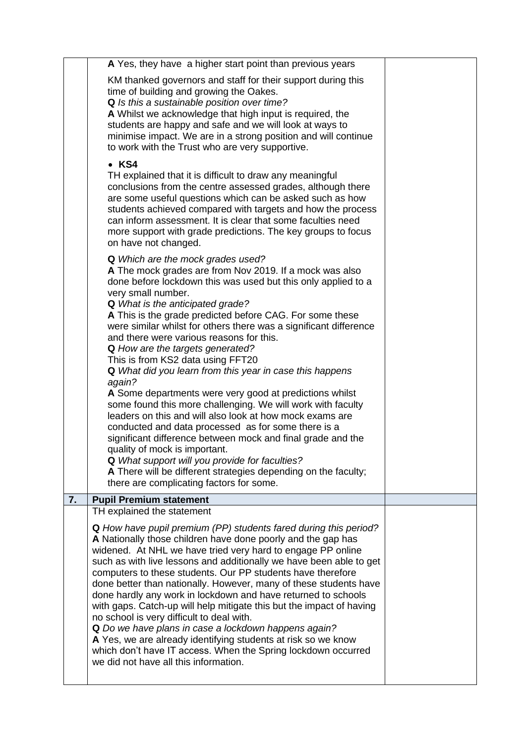| | | |
|---|---|---|
| | **A** Yes, they have a higher start point than previous years<br><br>KM thanked governors and staff for their support during this time of building and growing the Oakes.<br>**Q** *Is this a sustainable position over time?*<br>**A** Whilst we acknowledge that high input is required, the students are happy and safe and we will look at ways to minimise impact. We are in a strong position and will continue to work with the Trust who are very supportive.<br><br>• **KS4**<br>TH explained that it is difficult to draw any meaningful conclusions from the centre assessed grades, although there are some useful questions which can be asked such as how students achieved compared with targets and how the process can inform assessment. It is clear that some faculties need more support with grade predictions. The key groups to focus on have not changed.<br><br>**Q** *Which are the mock grades used?*<br>**A** The mock grades are from Nov 2019. If a mock was also done before lockdown this was used but this only applied to a very small number.<br>**Q** *What is the anticipated grade?*<br>**A** This is the grade predicted before CAG. For some these were similar whilst for others there was a significant difference and there were various reasons for this.<br>**Q** *How are the targets generated?*<br>This is from KS2 data using FFT20<br>**Q** *What did you learn from this year in case this happens again?*<br>**A** Some departments were very good at predictions whilst some found this more challenging. We will work with faculty leaders on this and will also look at how mock exams are conducted and data processed as for some there is a significant difference between mock and final grade and the quality of mock is important.<br>**Q** *What support will you provide for faculties?*<br>**A** There will be different strategies depending on the faculty; there are complicating factors for some. | |
| **7.** | **Pupil Premium statement** | |
| | TH explained the statement<br><br>**Q** *How have pupil premium (PP) students fared during this period?*<br>**A** Nationally those children have done poorly and the gap has widened. At NHL we have tried very hard to engage PP online such as with live lessons and additionally we have been able to get computers to these students. Our PP students have therefore done better than nationally. However, many of these students have done hardly any work in lockdown and have returned to schools with gaps. Catch-up will help mitigate this but the impact of having no school is very difficult to deal with.<br>**Q** *Do we have plans in case a lockdown happens again?*<br>**A** Yes, we are already identifying students at risk so we know which don't have IT access. When the Spring lockdown occurred we did not have all this information. | |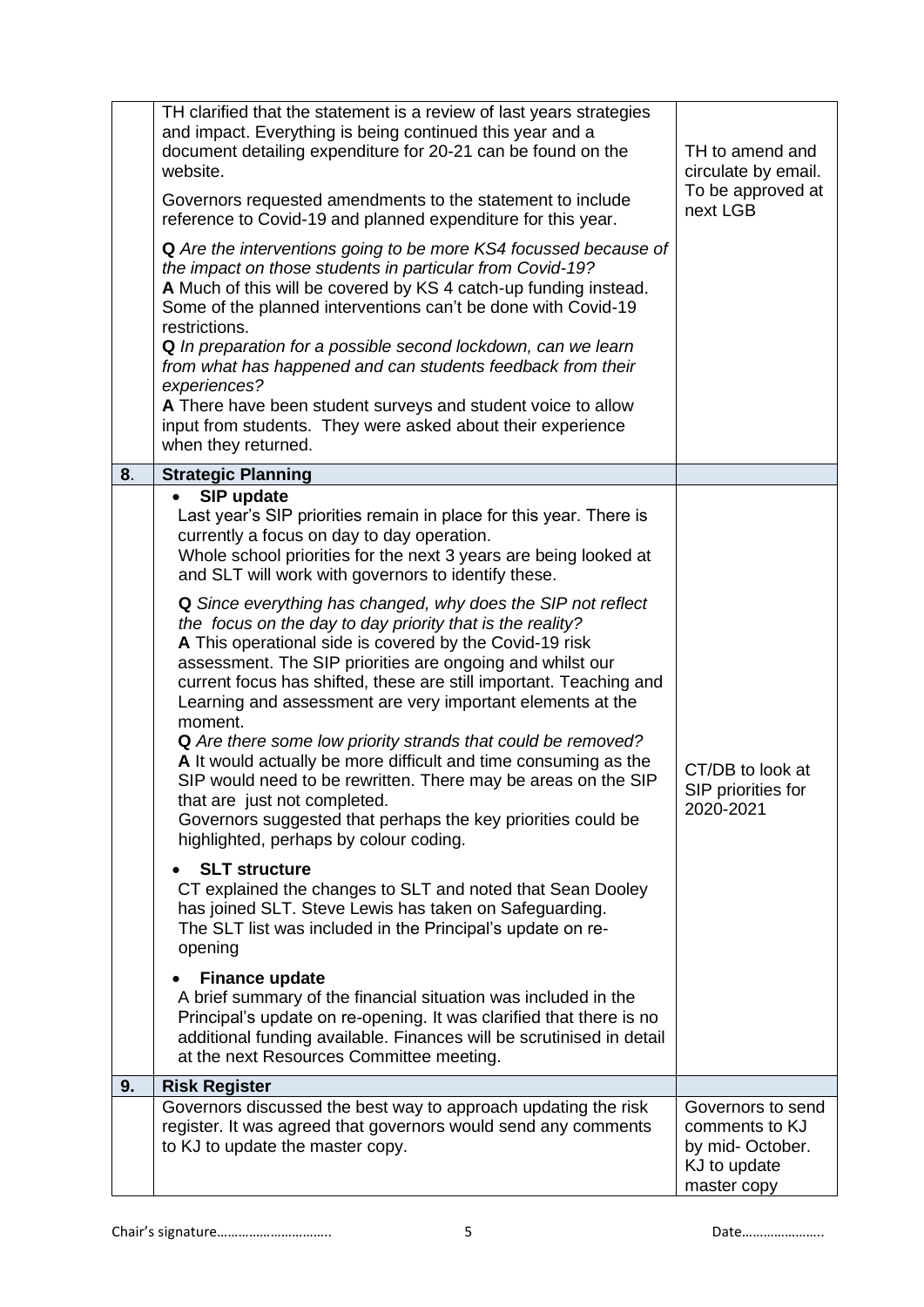| | | |
|---|---|---|
| | TH clarified that the statement is a review of last years strategies and impact. Everything is being continued this year and a document detailing expenditure for 20-21 can be found on the website.<br><br>Governors requested amendments to the statement to include reference to Covid-19 and planned expenditure for this year.<br><br>**Q** *Are the interventions going to be more KS4 focussed because of the impact on those students in particular from Covid-19?*<br>**A** Much of this will be covered by KS 4 catch-up funding instead. Some of the planned interventions can't be done with Covid-19 restrictions.<br>**Q** *In preparation for a possible second lockdown, can we learn from what has happened and can students feedback from their experiences?*<br>**A** There have been student surveys and student voice to allow input from students. They were asked about their experience when they returned. | TH to amend and circulate by email. To be approved at next LGB |
| **8**. | **Strategic Planning** | |
| | • **SIP update**<br>Last year's SIP priorities remain in place for this year. There is currently a focus on day to day operation.<br>Whole school priorities for the next 3 years are being looked at and SLT will work with governors to identify these.<br><br>**Q** *Since everything has changed, why does the SIP not reflect the focus on the day to day priority that is the reality?*<br>**A** This operational side is covered by the Covid-19 risk assessment. The SIP priorities are ongoing and whilst our current focus has shifted, these are still important. Teaching and Learning and assessment are very important elements at the moment.<br>**Q** *Are there some low priority strands that could be removed?*<br>**A** It would actually be more difficult and time consuming as the SIP would need to be rewritten. There may be areas on the SIP that are just not completed.<br>Governors suggested that perhaps the key priorities could be highlighted, perhaps by colour coding.<br><br>• **SLT structure**<br>CT explained the changes to SLT and noted that Sean Dooley has joined SLT. Steve Lewis has taken on Safeguarding.<br>The SLT list was included in the Principal's update on re-opening<br><br>• **Finance update**<br>A brief summary of the financial situation was included in the Principal's update on re-opening. It was clarified that there is no additional funding available. Finances will be scrutinised in detail at the next Resources Committee meeting. | CT/DB to look at SIP priorities for 2020-2021 |
| **9.** | **Risk Register** | |
| | Governors discussed the best way to approach updating the risk register. It was agreed that governors would send any comments to KJ to update the master copy. | Governors to send comments to KJ by mid- October. KJ to update master copy |

Chair's signature………………………….. Date…………………..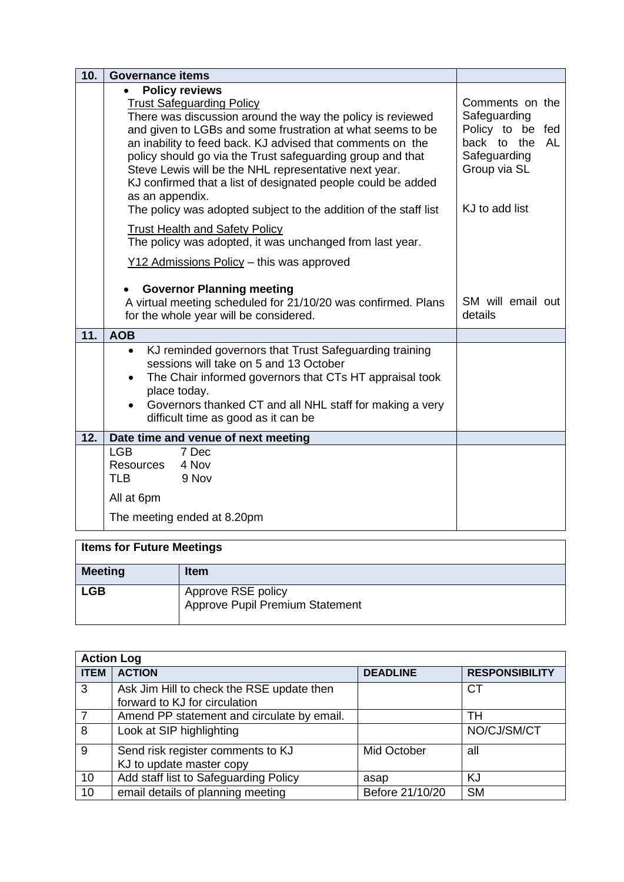| 10. | Governance items | |
|---|---|---|
| | • **Policy reviews**<br>Trust Safeguarding Policy<br>There was discussion around the way the policy is reviewed and given to LGBs and some frustration at what seems to be an inability to feed back. KJ advised that comments on the policy should go via the Trust safeguarding group and that Steve Lewis will be the NHL representative next year.<br>KJ confirmed that a list of designated people could be added as an appendix.<br>The policy was adopted subject to the addition of the staff list<br><br>Trust Health and Safety Policy<br>The policy was adopted, it was unchanged from last year.<br><br>Y12 Admissions Policy – this was approved<br><br>• **Governor Planning meeting**<br>A virtual meeting scheduled for 21/10/20 was confirmed. Plans for the whole year will be considered. | Comments on the Safeguarding Policy to be fed back to the AL Safeguarding Group via SL<br><br>KJ to add list<br><br>SM will email out details |
| **11.** | **AOB** | |
| | • KJ reminded governors that Trust Safeguarding training sessions will take on 5 and 13 October<br>• The Chair informed governors that CTs HT appraisal took place today.<br>• Governors thanked CT and all NHL staff for making a very difficult time as good as it can be | |
| **12.** | **Date time and venue of next meeting** | |
| | LGB 7 Dec<br>Resources 4 Nov<br>TLB 9 Nov<br><br>All at 6pm<br><br>The meeting ended at 8.20pm | |

**Items for Future Meetings**

| Meeting | Item |
|---|---|
| **LGB** | Approve RSE policy<br>Approve Pupil Premium Statement |

**Action Log**

| ITEM | ACTION | DEADLINE | RESPONSIBILITY |
|---|---|---|---|
| 3 | Ask Jim Hill to check the RSE update then forward to KJ for circulation | | CT |
| 7 | Amend PP statement and circulate by email. | | TH |
| 8 | Look at SIP highlighting | | NO/CJ/SM/CT |
| 9 | Send risk register comments to KJ<br>KJ to update master copy | Mid October | all |
| 10 | Add staff list to Safeguarding Policy | asap | KJ |
| 10 | email details of planning meeting | Before 21/10/20 | SM |